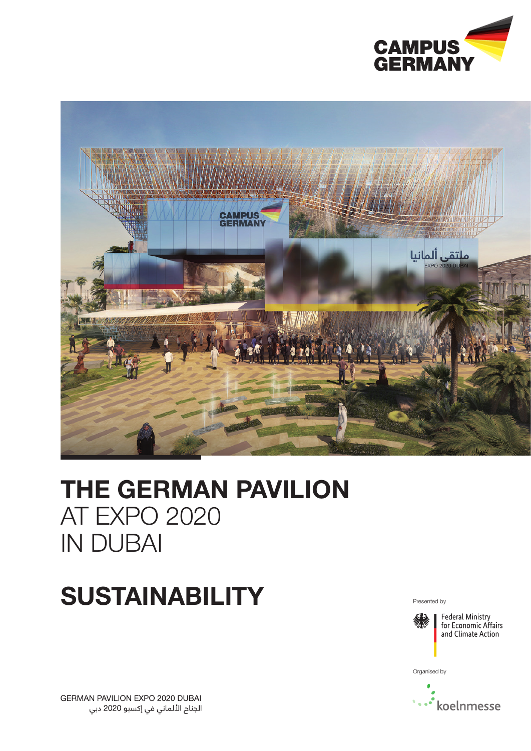CAMPUS GERMANY

# THE GERMAN PAVILION AT EXPO 2020 IN DUBAI

# SUSTAINABILITY

Presented by

Federal Ministry for Economic Affairs and Climate Action

Organised by

koelnmesse

GERMAN PAVILION EXPO 2020 DUBAI
الجناح الألماني في إكسبو 2020 دبي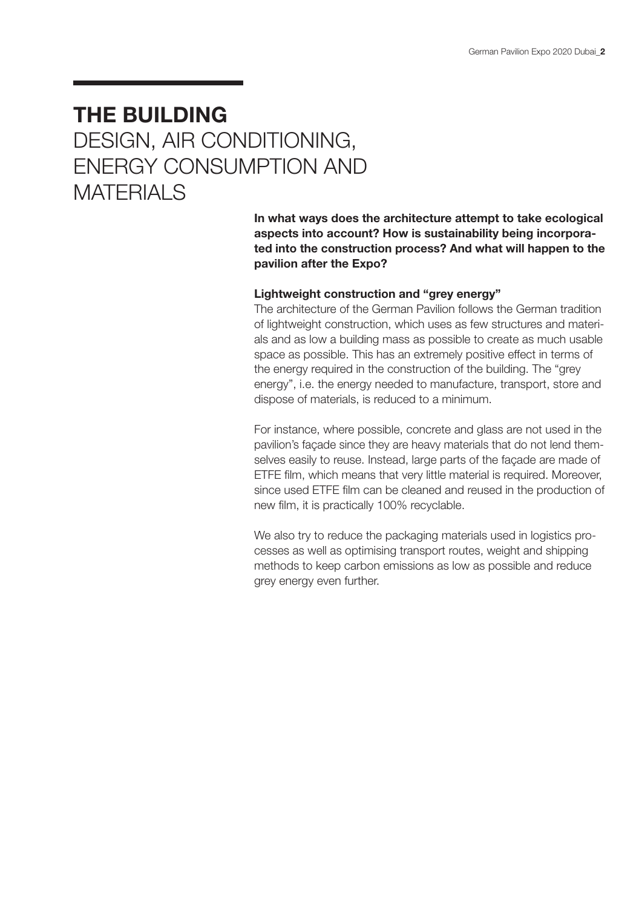# THE BUILDING
## DESIGN, AIR CONDITIONING, ENERGY CONSUMPTION AND MATERIALS

**In what ways does the architecture attempt to take ecological aspects into account? How is sustainability being incorporated into the construction process? And what will happen to the pavilion after the Expo?**

### Lightweight construction and "grey energy"

The architecture of the German Pavilion follows the German tradition of lightweight construction, which uses as few structures and materials and as low a building mass as possible to create as much usable space as possible. This has an extremely positive effect in terms of the energy required in the construction of the building. The "grey energy", i.e. the energy needed to manufacture, transport, store and dispose of materials, is reduced to a minimum.

For instance, where possible, concrete and glass are not used in the pavilion's façade since they are heavy materials that do not lend themselves easily to reuse. Instead, large parts of the façade are made of ETFE film, which means that very little material is required. Moreover, since used ETFE film can be cleaned and reused in the production of new film, it is practically 100% recyclable.

We also try to reduce the packaging materials used in logistics processes as well as optimising transport routes, weight and shipping methods to keep carbon emissions as low as possible and reduce grey energy even further.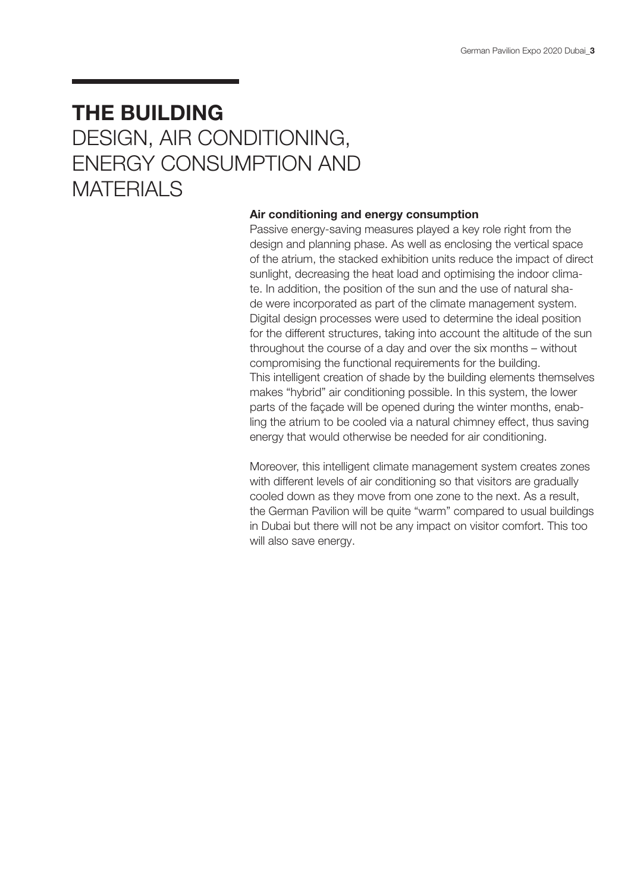# THE BUILDING
## DESIGN, AIR CONDITIONING, ENERGY CONSUMPTION AND MATERIALS

**Air conditioning and energy consumption**

Passive energy-saving measures played a key role right from the design and planning phase. As well as enclosing the vertical space of the atrium, the stacked exhibition units reduce the impact of direct sunlight, decreasing the heat load and optimising the indoor climate. In addition, the position of the sun and the use of natural shade were incorporated as part of the climate management system. Digital design processes were used to determine the ideal position for the different structures, taking into account the altitude of the sun throughout the course of a day and over the six months – without compromising the functional requirements for the building.
This intelligent creation of shade by the building elements themselves makes "hybrid" air conditioning possible. In this system, the lower parts of the façade will be opened during the winter months, enabling the atrium to be cooled via a natural chimney effect, thus saving energy that would otherwise be needed for air conditioning.

Moreover, this intelligent climate management system creates zones with different levels of air conditioning so that visitors are gradually cooled down as they move from one zone to the next. As a result, the German Pavilion will be quite "warm" compared to usual buildings in Dubai but there will not be any impact on visitor comfort. This too will also save energy.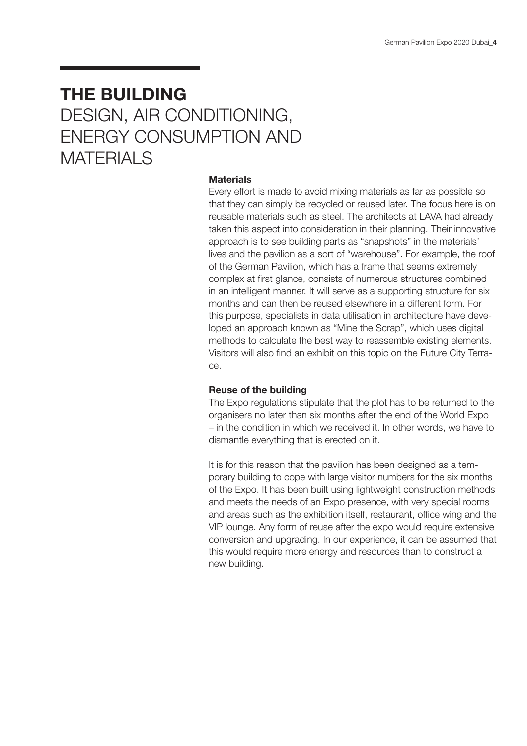# THE BUILDING
## DESIGN, AIR CONDITIONING, ENERGY CONSUMPTION AND MATERIALS

**Materials**

Every effort is made to avoid mixing materials as far as possible so that they can simply be recycled or reused later. The focus here is on reusable materials such as steel. The architects at LAVA had already taken this aspect into consideration in their planning. Their innovative approach is to see building parts as "snapshots" in the materials' lives and the pavilion as a sort of "warehouse". For example, the roof of the German Pavilion, which has a frame that seems extremely complex at first glance, consists of numerous structures combined in an intelligent manner. It will serve as a supporting structure for six months and can then be reused elsewhere in a different form. For this purpose, specialists in data utilisation in architecture have developed an approach known as "Mine the Scrap", which uses digital methods to calculate the best way to reassemble existing elements. Visitors will also find an exhibit on this topic on the Future City Terrace.

**Reuse of the building**

The Expo regulations stipulate that the plot has to be returned to the organisers no later than six months after the end of the World Expo – in the condition in which we received it. In other words, we have to dismantle everything that is erected on it.

It is for this reason that the pavilion has been designed as a temporary building to cope with large visitor numbers for the six months of the Expo. It has been built using lightweight construction methods and meets the needs of an Expo presence, with very special rooms and areas such as the exhibition itself, restaurant, office wing and the VIP lounge. Any form of reuse after the expo would require extensive conversion and upgrading. In our experience, it can be assumed that this would require more energy and resources than to construct a new building.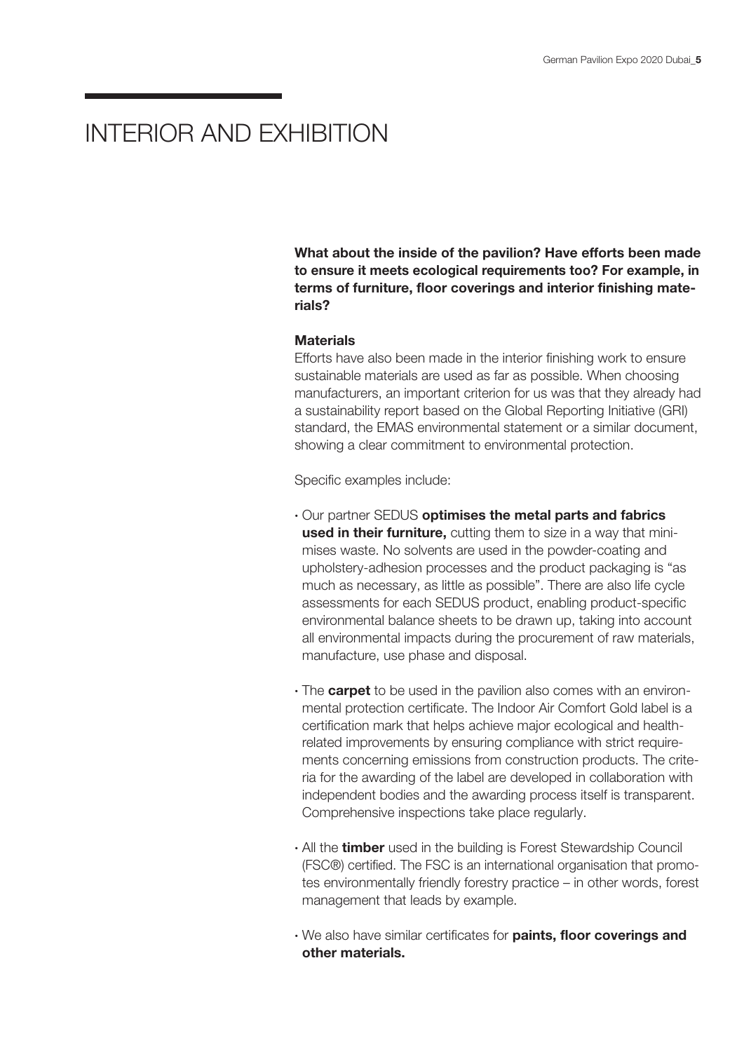# INTERIOR AND EXHIBITION

**What about the inside of the pavilion? Have efforts been made to ensure it meets ecological requirements too? For example, in terms of furniture, floor coverings and interior finishing materials?**

**Materials**

Efforts have also been made in the interior finishing work to ensure sustainable materials are used as far as possible. When choosing manufacturers, an important criterion for us was that they already had a sustainability report based on the Global Reporting Initiative (GRI) standard, the EMAS environmental statement or a similar document, showing a clear commitment to environmental protection.

Specific examples include:

- Our partner SEDUS **optimises the metal parts and fabrics used in their furniture,** cutting them to size in a way that minimises waste. No solvents are used in the powder-coating and upholstery-adhesion processes and the product packaging is "as much as necessary, as little as possible". There are also life cycle assessments for each SEDUS product, enabling product-specific environmental balance sheets to be drawn up, taking into account all environmental impacts during the procurement of raw materials, manufacture, use phase and disposal.
- The **carpet** to be used in the pavilion also comes with an environmental protection certificate. The Indoor Air Comfort Gold label is a certification mark that helps achieve major ecological and health-related improvements by ensuring compliance with strict requirements concerning emissions from construction products. The criteria for the awarding of the label are developed in collaboration with independent bodies and the awarding process itself is transparent. Comprehensive inspections take place regularly.
- All the **timber** used in the building is Forest Stewardship Council (FSC®) certified. The FSC is an international organisation that promotes environmentally friendly forestry practice – in other words, forest management that leads by example.
- We also have similar certificates for **paints, floor coverings and other materials.**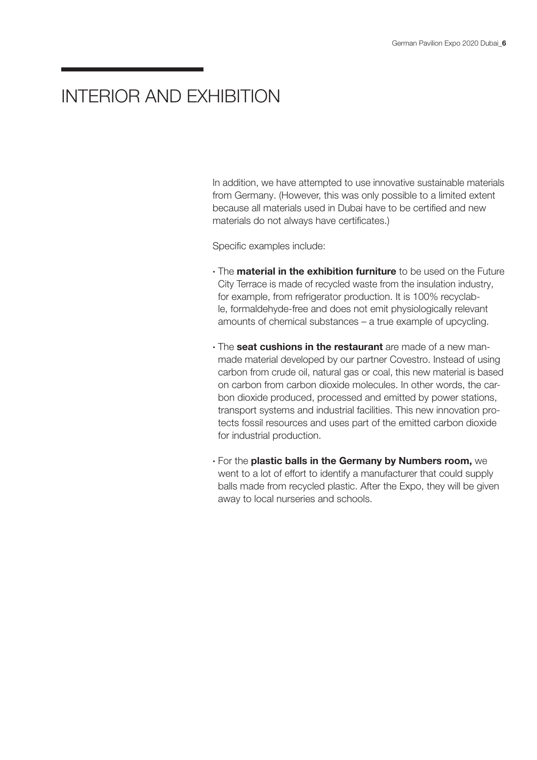# INTERIOR AND EXHIBITION

In addition, we have attempted to use innovative sustainable materials from Germany. (However, this was only possible to a limited extent because all materials used in Dubai have to be certified and new materials do not always have certificates.)

Specific examples include:

- The **material in the exhibition furniture** to be used on the Future City Terrace is made of recycled waste from the insulation industry, for example, from refrigerator production. It is 100% recyclable, formaldehyde-free and does not emit physiologically relevant amounts of chemical substances – a true example of upcycling.
- The **seat cushions in the restaurant** are made of a new man-made material developed by our partner Covestro. Instead of using carbon from crude oil, natural gas or coal, this new material is based on carbon from carbon dioxide molecules. In other words, the carbon dioxide produced, processed and emitted by power stations, transport systems and industrial facilities. This new innovation protects fossil resources and uses part of the emitted carbon dioxide for industrial production.
- For the **plastic balls in the Germany by Numbers room,** we went to a lot of effort to identify a manufacturer that could supply balls made from recycled plastic. After the Expo, they will be given away to local nurseries and schools.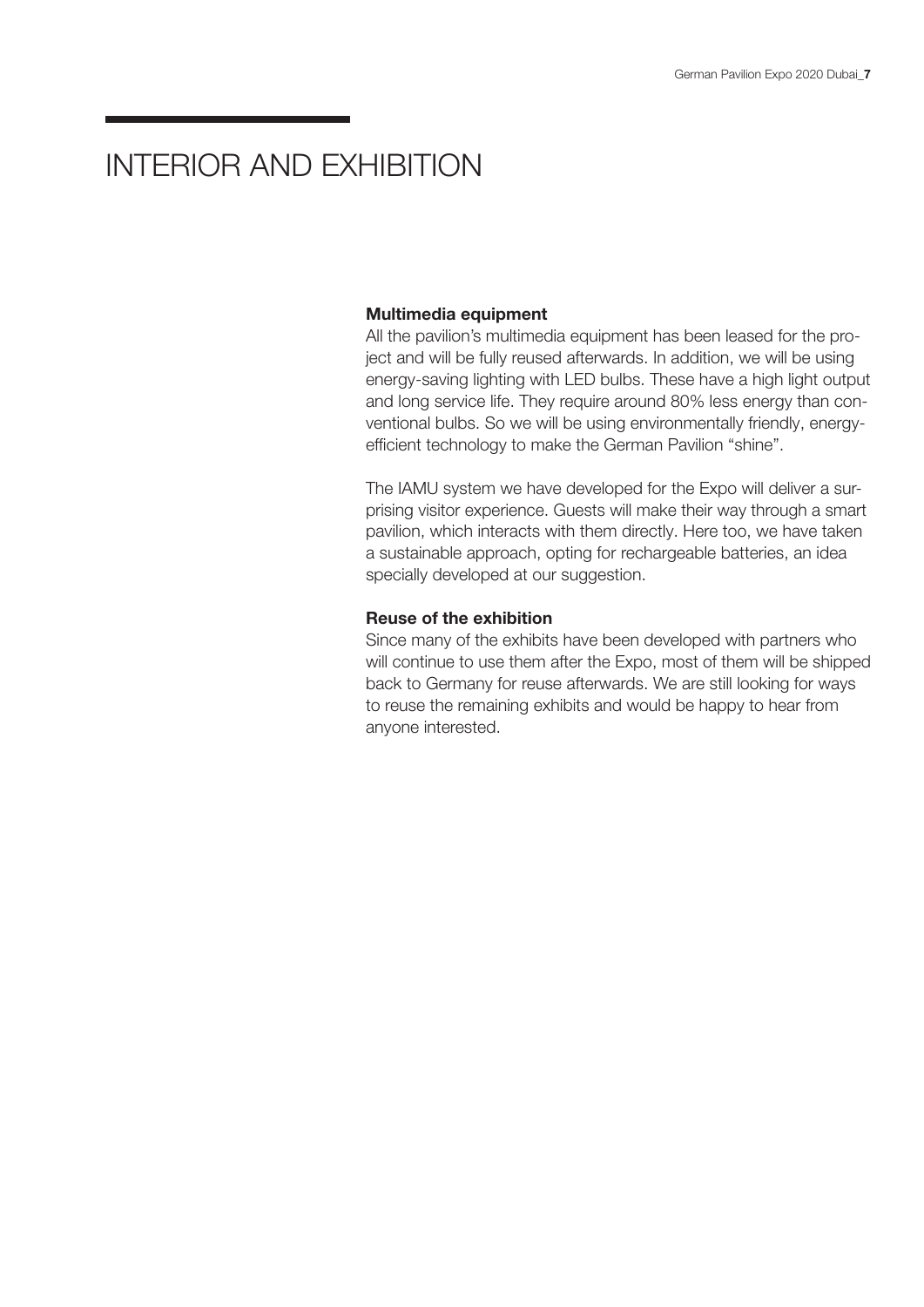# INTERIOR AND EXHIBITION

### Multimedia equipment

All the pavilion's multimedia equipment has been leased for the project and will be fully reused afterwards. In addition, we will be using energy-saving lighting with LED bulbs. These have a high light output and long service life. They require around 80% less energy than conventional bulbs. So we will be using environmentally friendly, energy-efficient technology to make the German Pavilion "shine".

The IAMU system we have developed for the Expo will deliver a surprising visitor experience. Guests will make their way through a smart pavilion, which interacts with them directly. Here too, we have taken a sustainable approach, opting for rechargeable batteries, an idea specially developed at our suggestion.

### Reuse of the exhibition

Since many of the exhibits have been developed with partners who will continue to use them after the Expo, most of them will be shipped back to Germany for reuse afterwards. We are still looking for ways to reuse the remaining exhibits and would be happy to hear from anyone interested.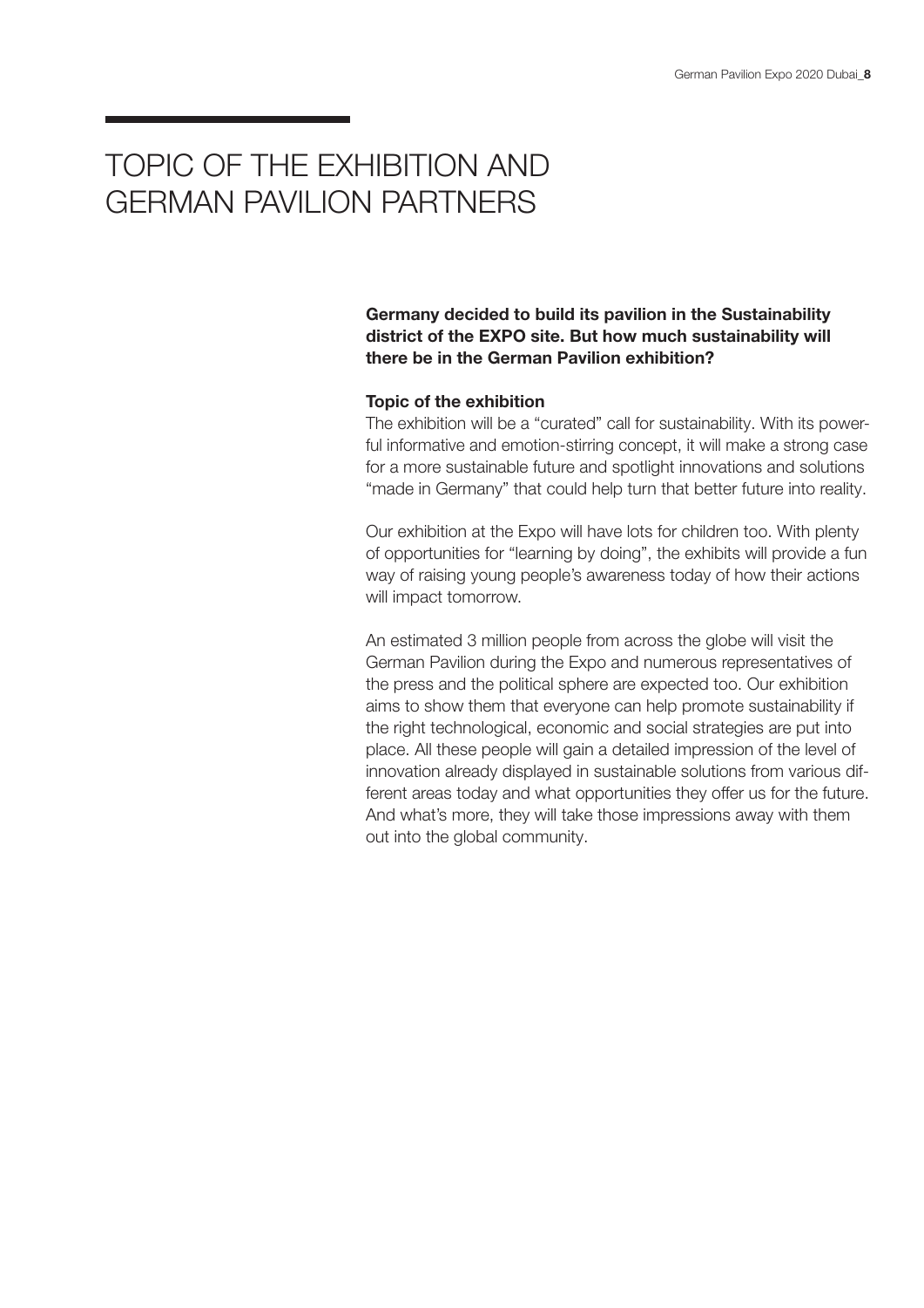# TOPIC OF THE EXHIBITION AND GERMAN PAVILION PARTNERS

**Germany decided to build its pavilion in the Sustainability district of the EXPO site. But how much sustainability will there be in the German Pavilion exhibition?**

**Topic of the exhibition**

The exhibition will be a "curated" call for sustainability. With its powerful informative and emotion-stirring concept, it will make a strong case for a more sustainable future and spotlight innovations and solutions "made in Germany" that could help turn that better future into reality.

Our exhibition at the Expo will have lots for children too. With plenty of opportunities for "learning by doing", the exhibits will provide a fun way of raising young people's awareness today of how their actions will impact tomorrow.

An estimated 3 million people from across the globe will visit the German Pavilion during the Expo and numerous representatives of the press and the political sphere are expected too. Our exhibition aims to show them that everyone can help promote sustainability if the right technological, economic and social strategies are put into place. All these people will gain a detailed impression of the level of innovation already displayed in sustainable solutions from various different areas today and what opportunities they offer us for the future. And what's more, they will take those impressions away with them out into the global community.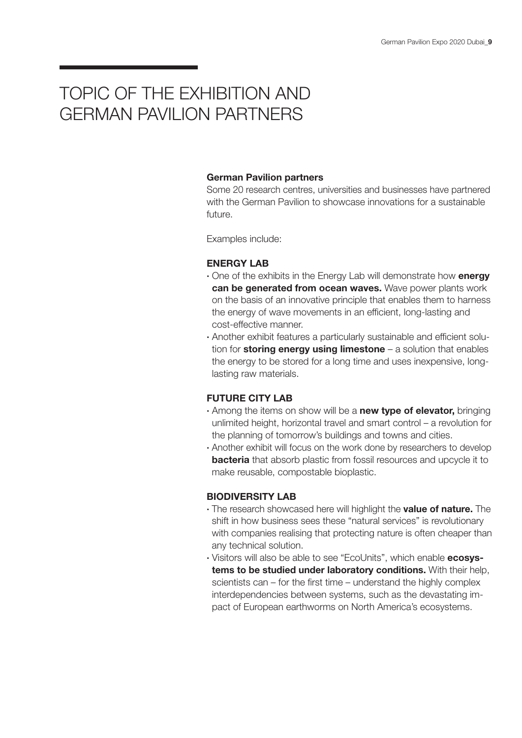# TOPIC OF THE EXHIBITION AND GERMAN PAVILION PARTNERS

**German Pavilion partners**

Some 20 research centres, universities and businesses have partnered with the German Pavilion to showcase innovations for a sustainable future.

Examples include:

### ENERGY LAB

- One of the exhibits in the Energy Lab will demonstrate how **energy can be generated from ocean waves.** Wave power plants work on the basis of an innovative principle that enables them to harness the energy of wave movements in an efficient, long-lasting and cost-effective manner.
- Another exhibit features a particularly sustainable and efficient solution for **storing energy using limestone** – a solution that enables the energy to be stored for a long time and uses inexpensive, long-lasting raw materials.

### FUTURE CITY LAB

- Among the items on show will be a **new type of elevator,** bringing unlimited height, horizontal travel and smart control – a revolution for the planning of tomorrow's buildings and towns and cities.
- Another exhibit will focus on the work done by researchers to develop **bacteria** that absorb plastic from fossil resources and upcycle it to make reusable, compostable bioplastic.

### BIODIVERSITY LAB

- The research showcased here will highlight the **value of nature.** The shift in how business sees these "natural services" is revolutionary with companies realising that protecting nature is often cheaper than any technical solution.
- Visitors will also be able to see "EcoUnits", which enable **ecosystems to be studied under laboratory conditions.** With their help, scientists can – for the first time – understand the highly complex interdependencies between systems, such as the devastating impact of European earthworms on North America's ecosystems.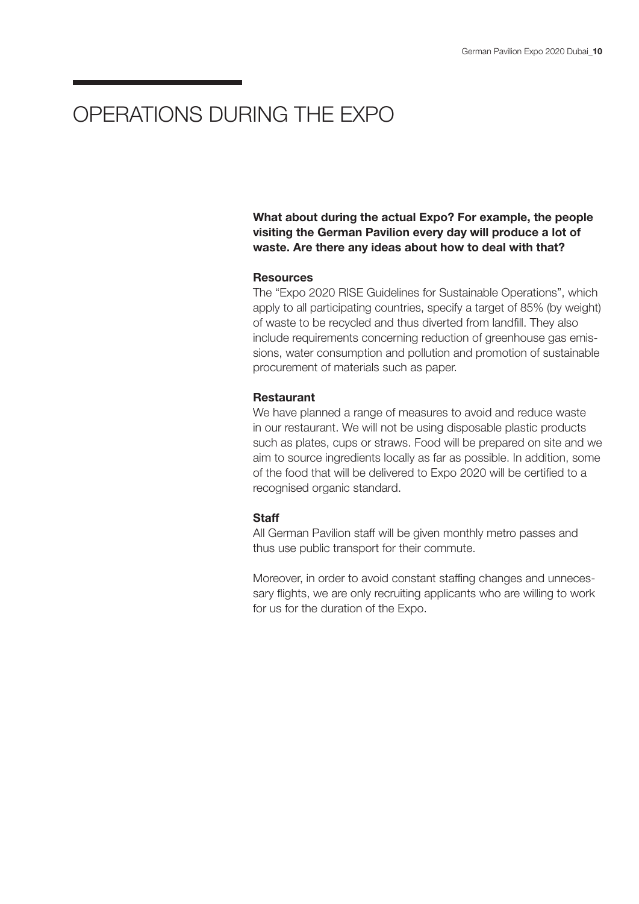# OPERATIONS DURING THE EXPO

**What about during the actual Expo? For example, the people visiting the German Pavilion every day will produce a lot of waste. Are there any ideas about how to deal with that?**

**Resources**

The "Expo 2020 RISE Guidelines for Sustainable Operations", which apply to all participating countries, specify a target of 85% (by weight) of waste to be recycled and thus diverted from landfill. They also include requirements concerning reduction of greenhouse gas emissions, water consumption and pollution and promotion of sustainable procurement of materials such as paper.

**Restaurant**

We have planned a range of measures to avoid and reduce waste in our restaurant. We will not be using disposable plastic products such as plates, cups or straws. Food will be prepared on site and we aim to source ingredients locally as far as possible. In addition, some of the food that will be delivered to Expo 2020 will be certified to a recognised organic standard.

**Staff**

All German Pavilion staff will be given monthly metro passes and thus use public transport for their commute.

Moreover, in order to avoid constant staffing changes and unnecessary flights, we are only recruiting applicants who are willing to work for us for the duration of the Expo.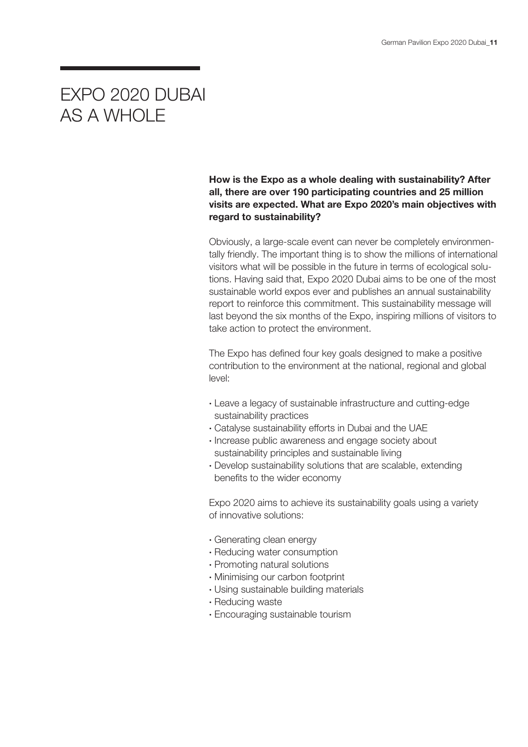# EXPO 2020 DUBAI AS A WHOLE

**How is the Expo as a whole dealing with sustainability? After all, there are over 190 participating countries and 25 million visits are expected. What are Expo 2020's main objectives with regard to sustainability?**

Obviously, a large-scale event can never be completely environmentally friendly. The important thing is to show the millions of international visitors what will be possible in the future in terms of ecological solutions. Having said that, Expo 2020 Dubai aims to be one of the most sustainable world expos ever and publishes an annual sustainability report to reinforce this commitment. This sustainability message will last beyond the six months of the Expo, inspiring millions of visitors to take action to protect the environment.

The Expo has defined four key goals designed to make a positive contribution to the environment at the national, regional and global level:

- Leave a legacy of sustainable infrastructure and cutting-edge sustainability practices
- Catalyse sustainability efforts in Dubai and the UAE
- Increase public awareness and engage society about sustainability principles and sustainable living
- Develop sustainability solutions that are scalable, extending benefits to the wider economy

Expo 2020 aims to achieve its sustainability goals using a variety of innovative solutions:

- Generating clean energy
- Reducing water consumption
- Promoting natural solutions
- Minimising our carbon footprint
- Using sustainable building materials
- Reducing waste
- Encouraging sustainable tourism